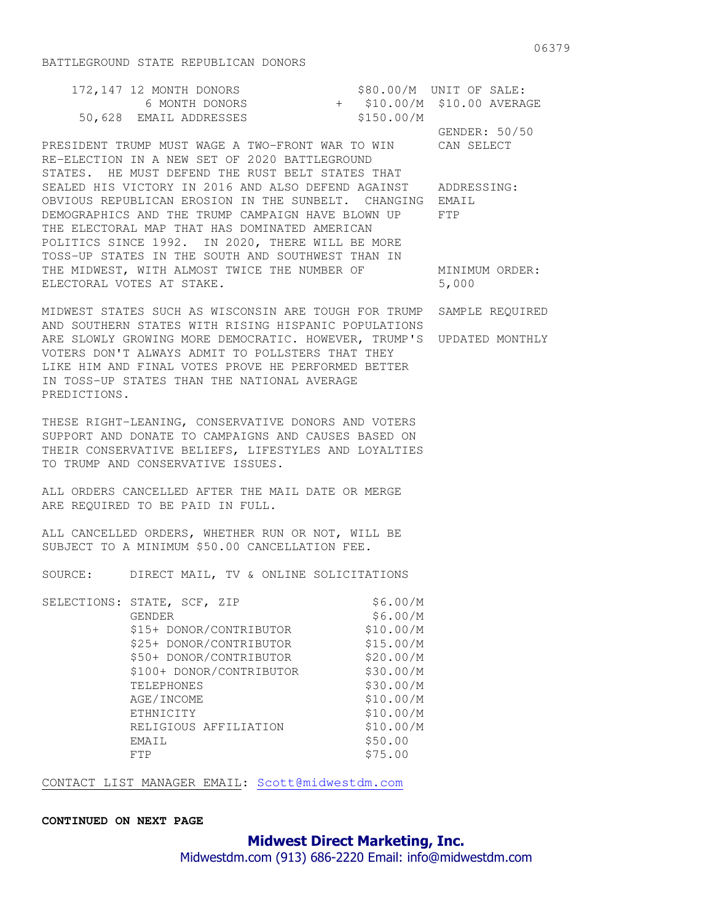06379

# BATTLEGROUND STATE REPUBLICAN DONORS

| | | |
|---|---|---|
| 172,147 12 MONTH DONORS | $80.00/M | UNIT OF SALE: |
| 6 MONTH DONORS | + $10.00/M | $10.00 AVERAGE |
| 50,628 EMAIL ADDRESSES | $150.00/M | |

GENDER: 50/50
CAN SELECT

ADDRESSING:
EMAIL
FTP

MINIMUM ORDER:
5,000

SAMPLE REQUIRED

UPDATED MONTHLY

PRESIDENT TRUMP MUST WAGE A TWO-FRONT WAR TO WIN RE-ELECTION IN A NEW SET OF 2020 BATTLEGROUND STATES. HE MUST DEFEND THE RUST BELT STATES THAT SEALED HIS VICTORY IN 2016 AND ALSO DEFEND AGAINST OBVIOUS REPUBLICAN EROSION IN THE SUNBELT. CHANGING DEMOGRAPHICS AND THE TRUMP CAMPAIGN HAVE BLOWN UP THE ELECTORAL MAP THAT HAS DOMINATED AMERICAN POLITICS SINCE 1992. IN 2020, THERE WILL BE MORE TOSS-UP STATES IN THE SOUTH AND SOUTHWEST THAN IN THE MIDWEST, WITH ALMOST TWICE THE NUMBER OF ELECTORAL VOTES AT STAKE.

MIDWEST STATES SUCH AS WISCONSIN ARE TOUGH FOR TRUMP AND SOUTHERN STATES WITH RISING HISPANIC POPULATIONS ARE SLOWLY GROWING MORE DEMOCRATIC. HOWEVER, TRUMP'S VOTERS DON'T ALWAYS ADMIT TO POLLSTERS THAT THEY LIKE HIM AND FINAL VOTES PROVE HE PERFORMED BETTER IN TOSS-UP STATES THAN THE NATIONAL AVERAGE PREDICTIONS.

THESE RIGHT-LEANING, CONSERVATIVE DONORS AND VOTERS SUPPORT AND DONATE TO CAMPAIGNS AND CAUSES BASED ON THEIR CONSERVATIVE BELIEFS, LIFESTYLES AND LOYALTIES TO TRUMP AND CONSERVATIVE ISSUES.

ALL ORDERS CANCELLED AFTER THE MAIL DATE OR MERGE ARE REQUIRED TO BE PAID IN FULL.

ALL CANCELLED ORDERS, WHETHER RUN OR NOT, WILL BE SUBJECT TO A MINIMUM $50.00 CANCELLATION FEE.

SOURCE: DIRECT MAIL, TV & ONLINE SOLICITATIONS

| SELECTIONS: | | |
|---|---|---|
| | STATE, SCF, ZIP | $6.00/M |
| | GENDER | $6.00/M |
| | $15+ DONOR/CONTRIBUTOR | $10.00/M |
| | $25+ DONOR/CONTRIBUTOR | $15.00/M |
| | $50+ DONOR/CONTRIBUTOR | $20.00/M |
| | $100+ DONOR/CONTRIBUTOR | $30.00/M |
| | TELEPHONES | $30.00/M |
| | AGE/INCOME | $10.00/M |
| | ETHNICITY | $10.00/M |
| | RELIGIOUS AFFILIATION | $10.00/M |
| | EMAIL | $50.00 |
| | FTP | $75.00 |

CONTACT LIST MANAGER EMAIL: Scott@midwestdm.com

**CONTINUED ON NEXT PAGE**

**Midwest Direct Marketing, Inc.**
Midwestdm.com (913) 686-2220 Email: info@midwestdm.com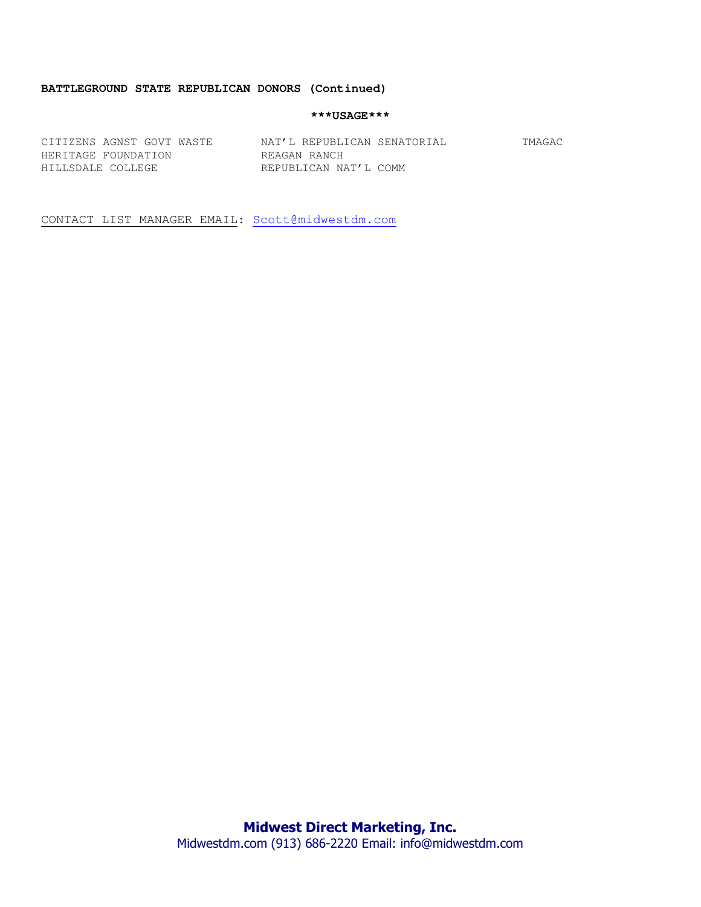**BATTLEGROUND STATE REPUBLICAN DONORS (Continued)**

**\*\*\*USAGE\*\*\***

| | | |
|---|---|---|
| CITIZENS AGNST GOVT WASTE | NAT'L REPUBLICAN SENATORIAL | TMAGAC |
| HERITAGE FOUNDATION | REAGAN RANCH | |
| HILLSDALE COLLEGE | REPUBLICAN NAT'L COMM | |

CONTACT LIST MANAGER EMAIL: Scott@midwestdm.com

**Midwest Direct Marketing, Inc.**
Midwestdm.com (913) 686-2220 Email: info@midwestdm.com